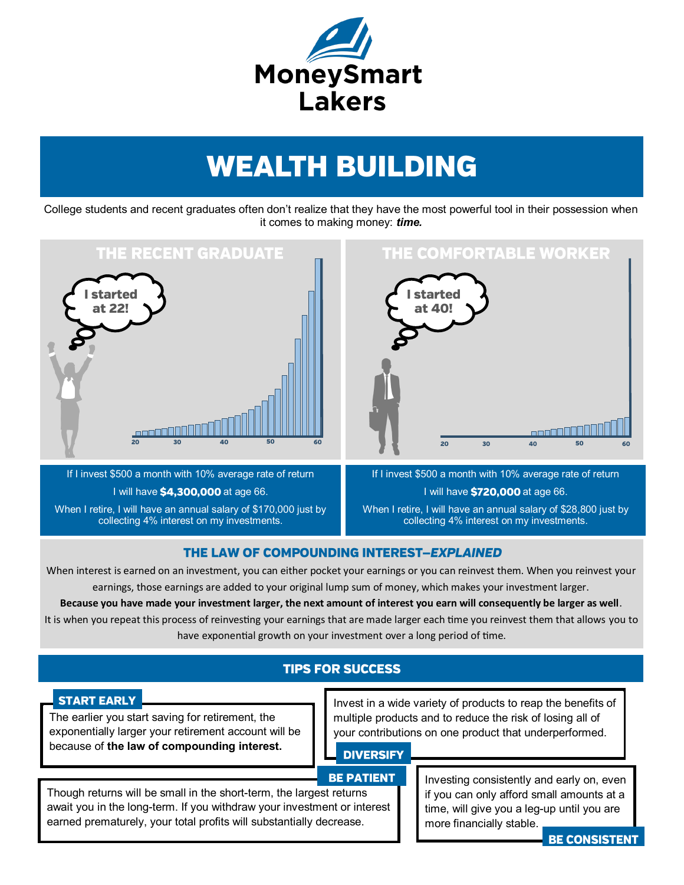# MoneySmart Lakers

# WEALTH BUILDING

College students and recent graduates often don't realize that they have the most powerful tool in their possession when it comes to making money: ***time.***

## THE RECENT GRADUATE

I started at 22!

If I invest $500 a month with 10% average rate of return

I will have **$4,300,000** at age 66.

When I retire, I will have an annual salary of $170,000 just by collecting 4% interest on my investments.

## THE COMFORTABLE WORKER

I started at 40!

If I invest $500 a month with 10% average rate of return

I will have **$720,000** at age 66.

When I retire, I will have an annual salary of $28,800 just by collecting 4% interest on my investments.

## THE LAW OF COMPOUNDING INTEREST–*EXPLAINED*

When interest is earned on an investment, you can either pocket your earnings or you can reinvest them. When you reinvest your earnings, those earnings are added to your original lump sum of money, which makes your investment larger.
**Because you have made your investment larger, the next amount of interest you earn will consequently be larger as well**.
It is when you repeat this process of reinvesting your earnings that are made larger each time you reinvest them that allows you to have exponential growth on your investment over a long period of time.

## TIPS FOR SUCCESS

### START EARLY

The earlier you start saving for retirement, the exponentially larger your retirement account will be because of **the law of compounding interest.**

### DIVERSIFY

Invest in a wide variety of products to reap the benefits of multiple products and to reduce the risk of losing all of your contributions on one product that underperformed.

### BE PATIENT

Though returns will be small in the short-term, the largest returns await you in the long-term. If you withdraw your investment or interest earned prematurely, your total profits will substantially decrease.

### BE CONSISTENT

Investing consistently and early on, even if you can only afford small amounts at a time, will give you a leg-up until you are more financially stable.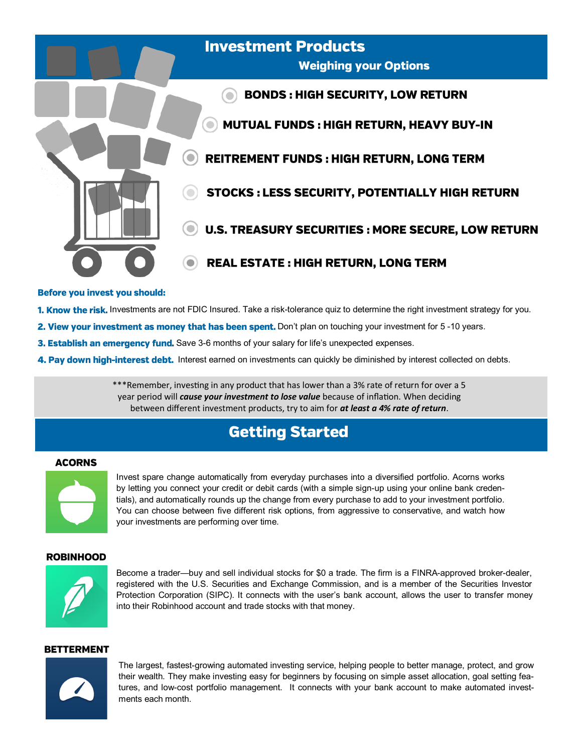# Investment Products

## Weighing your Options

- **BONDS : HIGH SECURITY, LOW RETURN**
- **MUTUAL FUNDS : HIGH RETURN, HEAVY BUY-IN**
- **REITREMENT FUNDS : HIGH RETURN, LONG TERM**
- **STOCKS : LESS SECURITY, POTENTIALLY HIGH RETURN**
- **U.S. TREASURY SECURITIES : MORE SECURE, LOW RETURN**
- **REAL ESTATE : HIGH RETURN, LONG TERM**

**Before you invest you should:**

1. **Know the risk.** Investments are not FDIC Insured. Take a risk-tolerance quiz to determine the right investment strategy for you.
2. **View your investment as money that has been spent.** Don't plan on touching your investment for 5 -10 years.
3. **Establish an emergency fund.** Save 3-6 months of your salary for life's unexpected expenses.
4. **Pay down high-interest debt.** Interest earned on investments can quickly be diminished by interest collected on debts.

***Remember, investing in any product that has lower than a 3% rate of return for over a 5 year period will ***cause your investment to lose value*** because of inflation. When deciding between different investment products, try to aim for ***at least a 4% rate of return***.

# Getting Started

### ACORNS

Invest spare change automatically from everyday purchases into a diversified portfolio. Acorns works by letting you connect your credit or debit cards (with a simple sign-up using your online bank credentials), and automatically rounds up the change from every purchase to add to your investment portfolio. You can choose between five different risk options, from aggressive to conservative, and watch how your investments are performing over time.

### ROBINHOOD

Become a trader—buy and sell individual stocks for $0 a trade. The firm is a FINRA-approved broker-dealer, registered with the U.S. Securities and Exchange Commission, and is a member of the Securities Investor Protection Corporation (SIPC). It connects with the user's bank account, allows the user to transfer money into their Robinhood account and trade stocks with that money.

### BETTERMENT

The largest, fastest-growing automated investing service, helping people to better manage, protect, and grow their wealth. They make investing easy for beginners by focusing on simple asset allocation, goal setting features, and low-cost portfolio management. It connects with your bank account to make automated investments each month.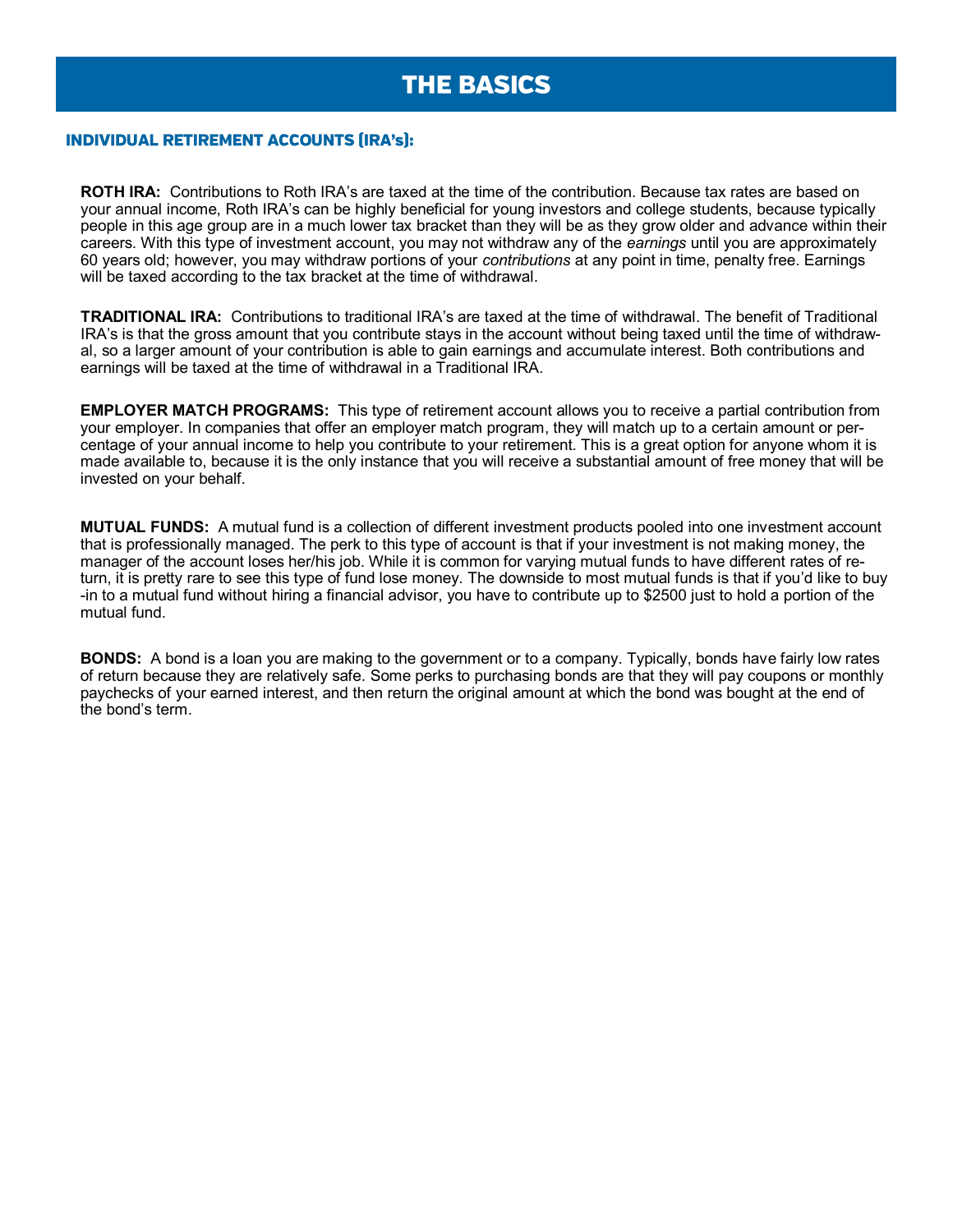# THE BASICS

## INDIVIDUAL RETIREMENT ACCOUNTS (IRA's):

**ROTH IRA:** Contributions to Roth IRA's are taxed at the time of the contribution. Because tax rates are based on your annual income, Roth IRA's can be highly beneficial for young investors and college students, because typically people in this age group are in a much lower tax bracket than they will be as they grow older and advance within their careers. With this type of investment account, you may not withdraw any of the *earnings* until you are approximately 60 years old; however, you may withdraw portions of your *contributions* at any point in time, penalty free. Earnings will be taxed according to the tax bracket at the time of withdrawal.

**TRADITIONAL IRA:** Contributions to traditional IRA's are taxed at the time of withdrawal. The benefit of Traditional IRA's is that the gross amount that you contribute stays in the account without being taxed until the time of withdrawal, so a larger amount of your contribution is able to gain earnings and accumulate interest. Both contributions and earnings will be taxed at the time of withdrawal in a Traditional IRA.

**EMPLOYER MATCH PROGRAMS:** This type of retirement account allows you to receive a partial contribution from your employer. In companies that offer an employer match program, they will match up to a certain amount or percentage of your annual income to help you contribute to your retirement. This is a great option for anyone whom it is made available to, because it is the only instance that you will receive a substantial amount of free money that will be invested on your behalf.

**MUTUAL FUNDS:** A mutual fund is a collection of different investment products pooled into one investment account that is professionally managed. The perk to this type of account is that if your investment is not making money, the manager of the account loses her/his job. While it is common for varying mutual funds to have different rates of return, it is pretty rare to see this type of fund lose money. The downside to most mutual funds is that if you'd like to buy-in to a mutual fund without hiring a financial advisor, you have to contribute up to $2500 just to hold a portion of the mutual fund.

**BONDS:** A bond is a loan you are making to the government or to a company. Typically, bonds have fairly low rates of return because they are relatively safe. Some perks to purchasing bonds are that they will pay coupons or monthly paychecks of your earned interest, and then return the original amount at which the bond was bought at the end of the bond's term.